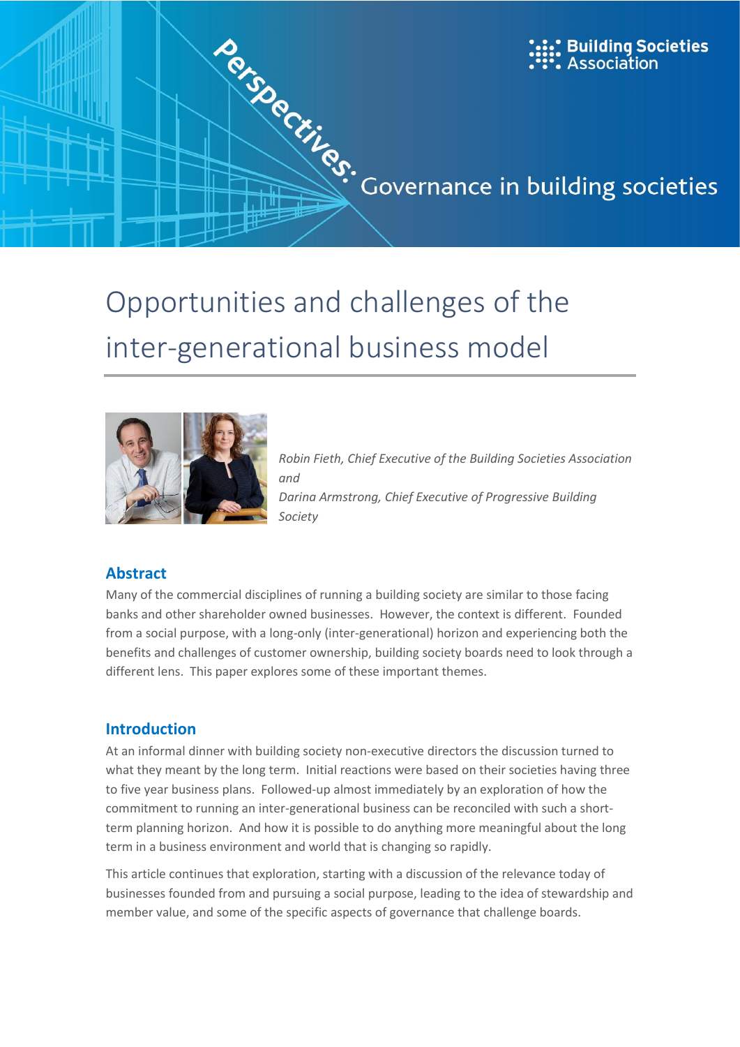Perspectives: Governance in building societies

Building Societies Association

# Opportunities and challenges of the inter-generational business model

*Robin Fieth, Chief Executive of the Building Societies Association*
*and*
*Darina Armstrong, Chief Executive of Progressive Building Society*

## Abstract

Many of the commercial disciplines of running a building society are similar to those facing banks and other shareholder owned businesses. However, the context is different. Founded from a social purpose, with a long-only (inter-generational) horizon and experiencing both the benefits and challenges of customer ownership, building society boards need to look through a different lens. This paper explores some of these important themes.

## Introduction

At an informal dinner with building society non-executive directors the discussion turned to what they meant by the long term. Initial reactions were based on their societies having three to five year business plans. Followed-up almost immediately by an exploration of how the commitment to running an inter-generational business can be reconciled with such a short-term planning horizon. And how it is possible to do anything more meaningful about the long term in a business environment and world that is changing so rapidly.

This article continues that exploration, starting with a discussion of the relevance today of businesses founded from and pursuing a social purpose, leading to the idea of stewardship and member value, and some of the specific aspects of governance that challenge boards.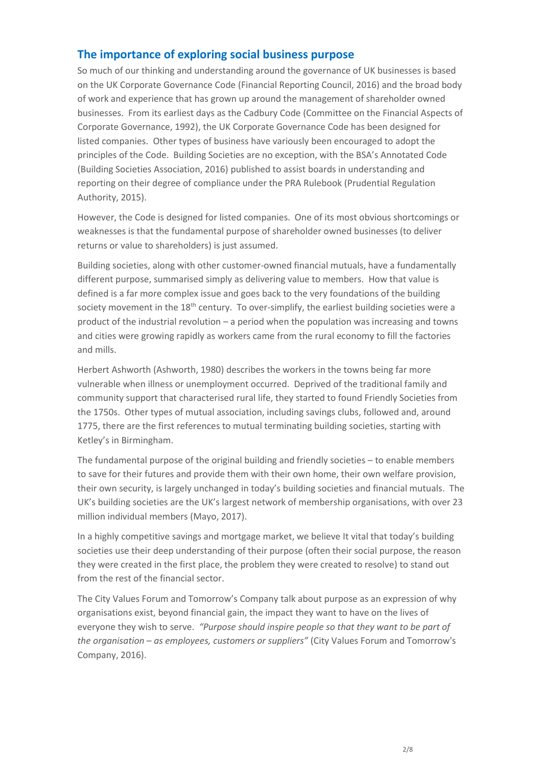## The importance of exploring social business purpose

So much of our thinking and understanding around the governance of UK businesses is based on the UK Corporate Governance Code (Financial Reporting Council, 2016) and the broad body of work and experience that has grown up around the management of shareholder owned businesses. From its earliest days as the Cadbury Code (Committee on the Financial Aspects of Corporate Governance, 1992), the UK Corporate Governance Code has been designed for listed companies. Other types of business have variously been encouraged to adopt the principles of the Code. Building Societies are no exception, with the BSA's Annotated Code (Building Societies Association, 2016) published to assist boards in understanding and reporting on their degree of compliance under the PRA Rulebook (Prudential Regulation Authority, 2015).

However, the Code is designed for listed companies. One of its most obvious shortcomings or weaknesses is that the fundamental purpose of shareholder owned businesses (to deliver returns or value to shareholders) is just assumed.

Building societies, along with other customer-owned financial mutuals, have a fundamentally different purpose, summarised simply as delivering value to members. How that value is defined is a far more complex issue and goes back to the very foundations of the building society movement in the 18th century. To over-simplify, the earliest building societies were a product of the industrial revolution – a period when the population was increasing and towns and cities were growing rapidly as workers came from the rural economy to fill the factories and mills.

Herbert Ashworth (Ashworth, 1980) describes the workers in the towns being far more vulnerable when illness or unemployment occurred. Deprived of the traditional family and community support that characterised rural life, they started to found Friendly Societies from the 1750s. Other types of mutual association, including savings clubs, followed and, around 1775, there are the first references to mutual terminating building societies, starting with Ketley's in Birmingham.

The fundamental purpose of the original building and friendly societies – to enable members to save for their futures and provide them with their own home, their own welfare provision, their own security, is largely unchanged in today's building societies and financial mutuals. The UK's building societies are the UK's largest network of membership organisations, with over 23 million individual members (Mayo, 2017).

In a highly competitive savings and mortgage market, we believe It vital that today's building societies use their deep understanding of their purpose (often their social purpose, the reason they were created in the first place, the problem they were created to resolve) to stand out from the rest of the financial sector.

The City Values Forum and Tomorrow's Company talk about purpose as an expression of why organisations exist, beyond financial gain, the impact they want to have on the lives of everyone they wish to serve. *"Purpose should inspire people so that they want to be part of the organisation – as employees, customers or suppliers"* (City Values Forum and Tomorrow's Company, 2016).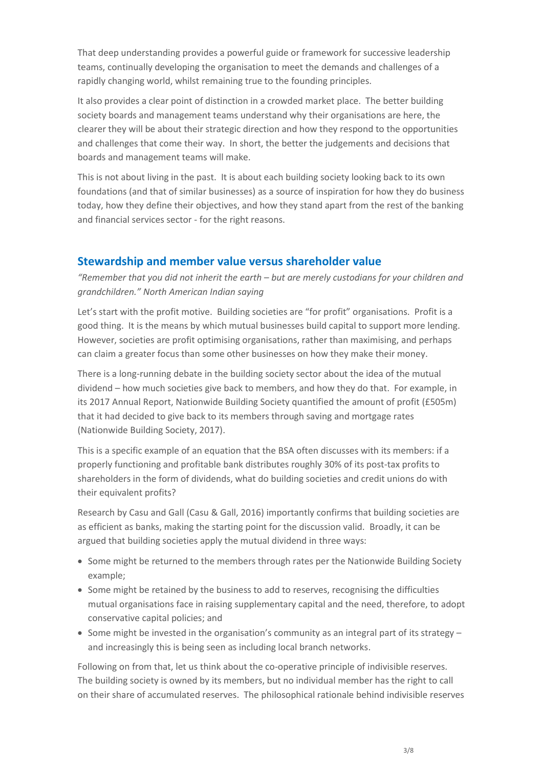That deep understanding provides a powerful guide or framework for successive leadership teams, continually developing the organisation to meet the demands and challenges of a rapidly changing world, whilst remaining true to the founding principles.

It also provides a clear point of distinction in a crowded market place. The better building society boards and management teams understand why their organisations are here, the clearer they will be about their strategic direction and how they respond to the opportunities and challenges that come their way. In short, the better the judgements and decisions that boards and management teams will make.

This is not about living in the past. It is about each building society looking back to its own foundations (and that of similar businesses) as a source of inspiration for how they do business today, how they define their objectives, and how they stand apart from the rest of the banking and financial services sector - for the right reasons.

## Stewardship and member value versus shareholder value

*"Remember that you did not inherit the earth – but are merely custodians for your children and grandchildren." North American Indian saying*

Let's start with the profit motive. Building societies are "for profit" organisations. Profit is a good thing. It is the means by which mutual businesses build capital to support more lending. However, societies are profit optimising organisations, rather than maximising, and perhaps can claim a greater focus than some other businesses on how they make their money.

There is a long-running debate in the building society sector about the idea of the mutual dividend – how much societies give back to members, and how they do that. For example, in its 2017 Annual Report, Nationwide Building Society quantified the amount of profit (£505m) that it had decided to give back to its members through saving and mortgage rates (Nationwide Building Society, 2017).

This is a specific example of an equation that the BSA often discusses with its members: if a properly functioning and profitable bank distributes roughly 30% of its post-tax profits to shareholders in the form of dividends, what do building societies and credit unions do with their equivalent profits?

Research by Casu and Gall (Casu & Gall, 2016) importantly confirms that building societies are as efficient as banks, making the starting point for the discussion valid. Broadly, it can be argued that building societies apply the mutual dividend in three ways:

- Some might be returned to the members through rates per the Nationwide Building Society example;
- Some might be retained by the business to add to reserves, recognising the difficulties mutual organisations face in raising supplementary capital and the need, therefore, to adopt conservative capital policies; and
- Some might be invested in the organisation's community as an integral part of its strategy – and increasingly this is being seen as including local branch networks.

Following on from that, let us think about the co-operative principle of indivisible reserves. The building society is owned by its members, but no individual member has the right to call on their share of accumulated reserves. The philosophical rationale behind indivisible reserves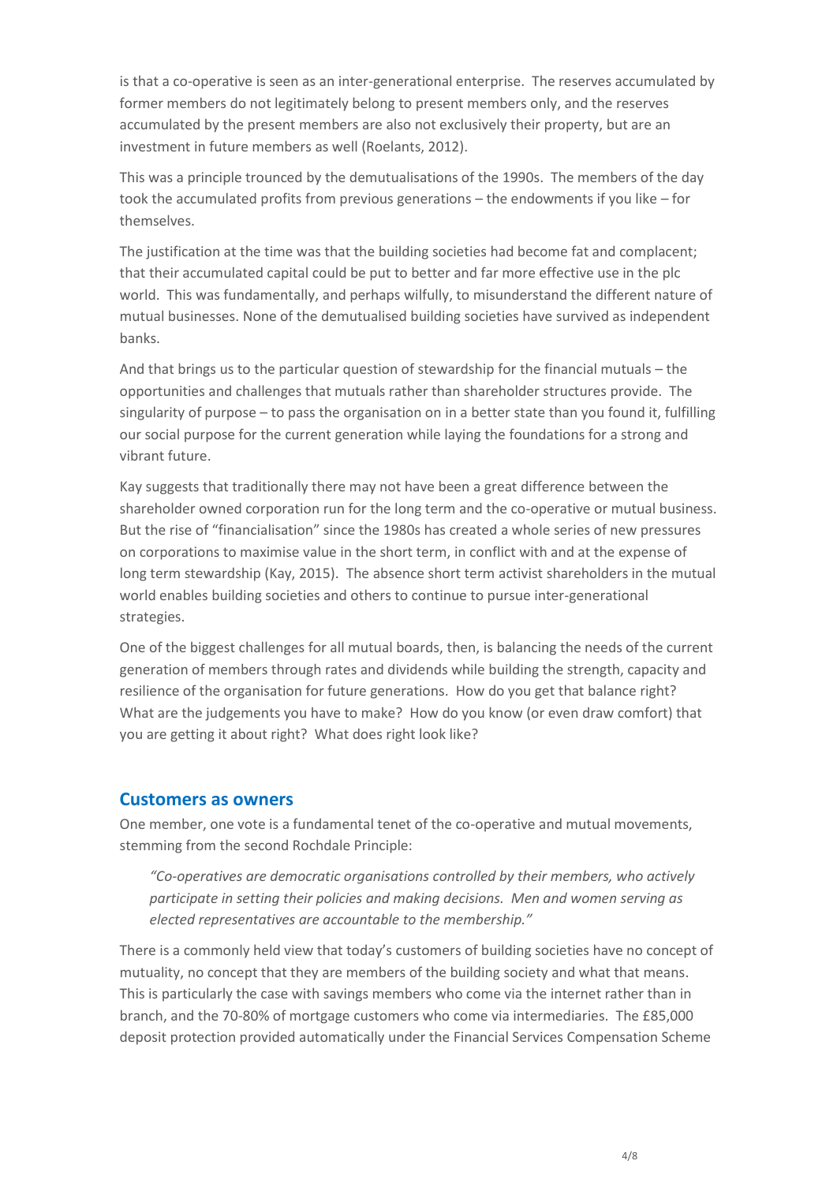is that a co-operative is seen as an inter-generational enterprise. The reserves accumulated by former members do not legitimately belong to present members only, and the reserves accumulated by the present members are also not exclusively their property, but are an investment in future members as well (Roelants, 2012).

This was a principle trounced by the demutualisations of the 1990s. The members of the day took the accumulated profits from previous generations – the endowments if you like – for themselves.

The justification at the time was that the building societies had become fat and complacent; that their accumulated capital could be put to better and far more effective use in the plc world. This was fundamentally, and perhaps wilfully, to misunderstand the different nature of mutual businesses. None of the demutualised building societies have survived as independent banks.

And that brings us to the particular question of stewardship for the financial mutuals – the opportunities and challenges that mutuals rather than shareholder structures provide. The singularity of purpose – to pass the organisation on in a better state than you found it, fulfilling our social purpose for the current generation while laying the foundations for a strong and vibrant future.

Kay suggests that traditionally there may not have been a great difference between the shareholder owned corporation run for the long term and the co-operative or mutual business. But the rise of "financialisation" since the 1980s has created a whole series of new pressures on corporations to maximise value in the short term, in conflict with and at the expense of long term stewardship (Kay, 2015). The absence short term activist shareholders in the mutual world enables building societies and others to continue to pursue inter-generational strategies.

One of the biggest challenges for all mutual boards, then, is balancing the needs of the current generation of members through rates and dividends while building the strength, capacity and resilience of the organisation for future generations. How do you get that balance right? What are the judgements you have to make? How do you know (or even draw comfort) that you are getting it about right? What does right look like?

## Customers as owners

One member, one vote is a fundamental tenet of the co-operative and mutual movements, stemming from the second Rochdale Principle:

> *"Co-operatives are democratic organisations controlled by their members, who actively participate in setting their policies and making decisions. Men and women serving as elected representatives are accountable to the membership."*

There is a commonly held view that today's customers of building societies have no concept of mutuality, no concept that they are members of the building society and what that means. This is particularly the case with savings members who come via the internet rather than in branch, and the 70-80% of mortgage customers who come via intermediaries. The £85,000 deposit protection provided automatically under the Financial Services Compensation Scheme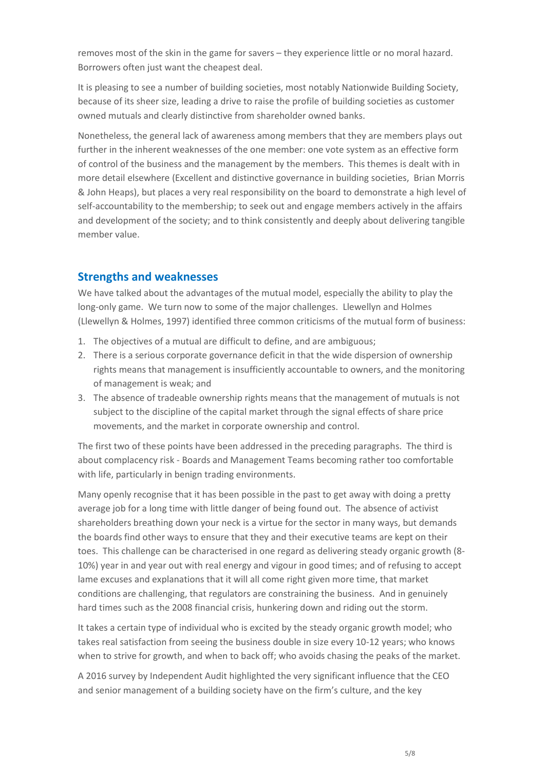removes most of the skin in the game for savers – they experience little or no moral hazard. Borrowers often just want the cheapest deal.

It is pleasing to see a number of building societies, most notably Nationwide Building Society, because of its sheer size, leading a drive to raise the profile of building societies as customer owned mutuals and clearly distinctive from shareholder owned banks.

Nonetheless, the general lack of awareness among members that they are members plays out further in the inherent weaknesses of the one member: one vote system as an effective form of control of the business and the management by the members. This themes is dealt with in more detail elsewhere (Excellent and distinctive governance in building societies, Brian Morris & John Heaps), but places a very real responsibility on the board to demonstrate a high level of self-accountability to the membership; to seek out and engage members actively in the affairs and development of the society; and to think consistently and deeply about delivering tangible member value.

## Strengths and weaknesses

We have talked about the advantages of the mutual model, especially the ability to play the long-only game. We turn now to some of the major challenges. Llewellyn and Holmes (Llewellyn & Holmes, 1997) identified three common criticisms of the mutual form of business:

1. The objectives of a mutual are difficult to define, and are ambiguous;
2. There is a serious corporate governance deficit in that the wide dispersion of ownership rights means that management is insufficiently accountable to owners, and the monitoring of management is weak; and
3. The absence of tradeable ownership rights means that the management of mutuals is not subject to the discipline of the capital market through the signal effects of share price movements, and the market in corporate ownership and control.

The first two of these points have been addressed in the preceding paragraphs. The third is about complacency risk - Boards and Management Teams becoming rather too comfortable with life, particularly in benign trading environments.

Many openly recognise that it has been possible in the past to get away with doing a pretty average job for a long time with little danger of being found out. The absence of activist shareholders breathing down your neck is a virtue for the sector in many ways, but demands the boards find other ways to ensure that they and their executive teams are kept on their toes. This challenge can be characterised in one regard as delivering steady organic growth (8-10%) year in and year out with real energy and vigour in good times; and of refusing to accept lame excuses and explanations that it will all come right given more time, that market conditions are challenging, that regulators are constraining the business. And in genuinely hard times such as the 2008 financial crisis, hunkering down and riding out the storm.

It takes a certain type of individual who is excited by the steady organic growth model; who takes real satisfaction from seeing the business double in size every 10-12 years; who knows when to strive for growth, and when to back off; who avoids chasing the peaks of the market.

A 2016 survey by Independent Audit highlighted the very significant influence that the CEO and senior management of a building society have on the firm's culture, and the key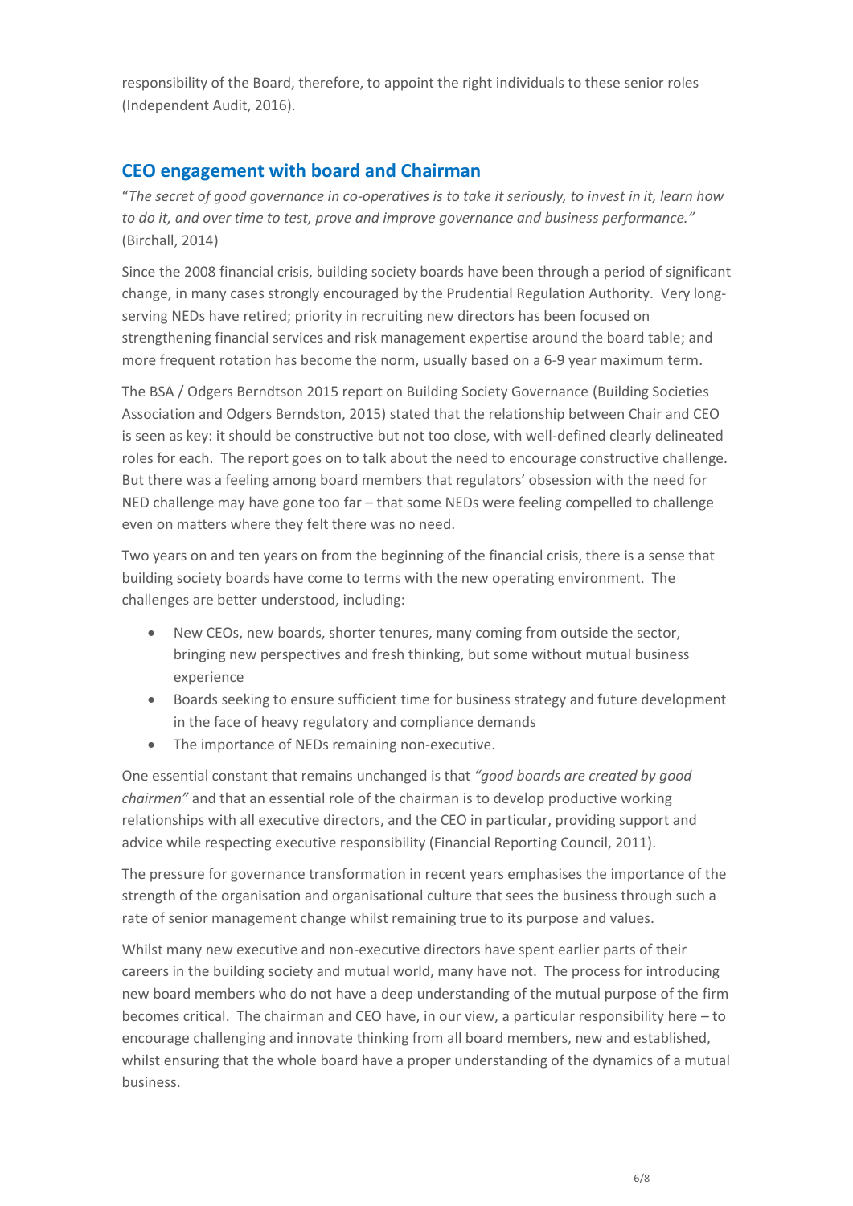responsibility of the Board, therefore, to appoint the right individuals to these senior roles (Independent Audit, 2016).

## CEO engagement with board and Chairman

"*The secret of good governance in co-operatives is to take it seriously, to invest in it, learn how to do it, and over time to test, prove and improve governance and business performance.*" (Birchall, 2014)

Since the 2008 financial crisis, building society boards have been through a period of significant change, in many cases strongly encouraged by the Prudential Regulation Authority. Very long-serving NEDs have retired; priority in recruiting new directors has been focused on strengthening financial services and risk management expertise around the board table; and more frequent rotation has become the norm, usually based on a 6-9 year maximum term.

The BSA / Odgers Berndtson 2015 report on Building Society Governance (Building Societies Association and Odgers Berndston, 2015) stated that the relationship between Chair and CEO is seen as key: it should be constructive but not too close, with well-defined clearly delineated roles for each. The report goes on to talk about the need to encourage constructive challenge. But there was a feeling among board members that regulators' obsession with the need for NED challenge may have gone too far – that some NEDs were feeling compelled to challenge even on matters where they felt there was no need.

Two years on and ten years on from the beginning of the financial crisis, there is a sense that building society boards have come to terms with the new operating environment. The challenges are better understood, including:

- New CEOs, new boards, shorter tenures, many coming from outside the sector, bringing new perspectives and fresh thinking, but some without mutual business experience
- Boards seeking to ensure sufficient time for business strategy and future development in the face of heavy regulatory and compliance demands
- The importance of NEDs remaining non-executive.

One essential constant that remains unchanged is that *"good boards are created by good chairmen"* and that an essential role of the chairman is to develop productive working relationships with all executive directors, and the CEO in particular, providing support and advice while respecting executive responsibility (Financial Reporting Council, 2011).

The pressure for governance transformation in recent years emphasises the importance of the strength of the organisation and organisational culture that sees the business through such a rate of senior management change whilst remaining true to its purpose and values.

Whilst many new executive and non-executive directors have spent earlier parts of their careers in the building society and mutual world, many have not. The process for introducing new board members who do not have a deep understanding of the mutual purpose of the firm becomes critical. The chairman and CEO have, in our view, a particular responsibility here – to encourage challenging and innovate thinking from all board members, new and established, whilst ensuring that the whole board have a proper understanding of the dynamics of a mutual business.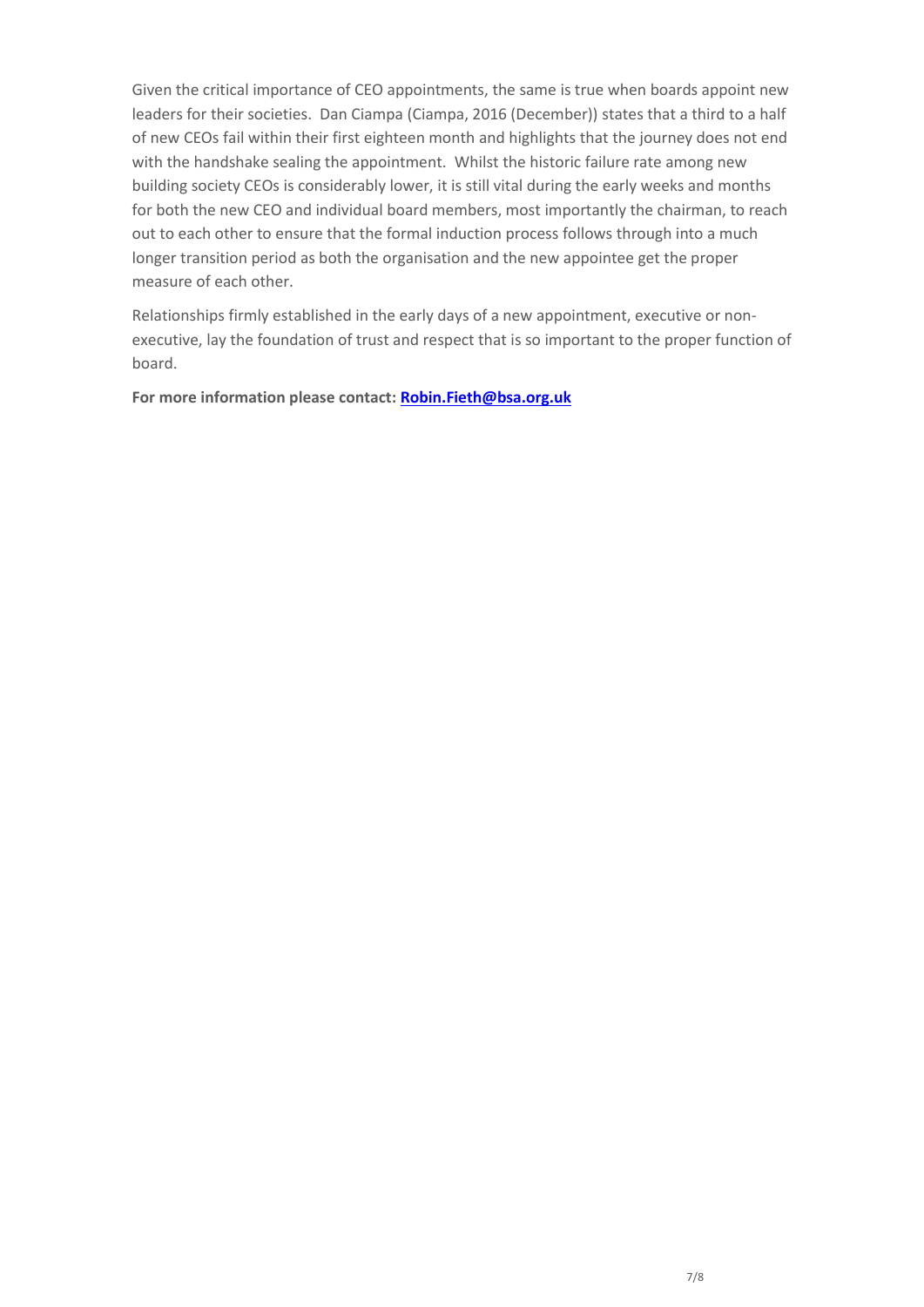Given the critical importance of CEO appointments, the same is true when boards appoint new leaders for their societies. Dan Ciampa (Ciampa, 2016 (December)) states that a third to a half of new CEOs fail within their first eighteen month and highlights that the journey does not end with the handshake sealing the appointment. Whilst the historic failure rate among new building society CEOs is considerably lower, it is still vital during the early weeks and months for both the new CEO and individual board members, most importantly the chairman, to reach out to each other to ensure that the formal induction process follows through into a much longer transition period as both the organisation and the new appointee get the proper measure of each other.

Relationships firmly established in the early days of a new appointment, executive or non-executive, lay the foundation of trust and respect that is so important to the proper function of board.

**For more information please contact: Robin.Fieth@bsa.org.uk**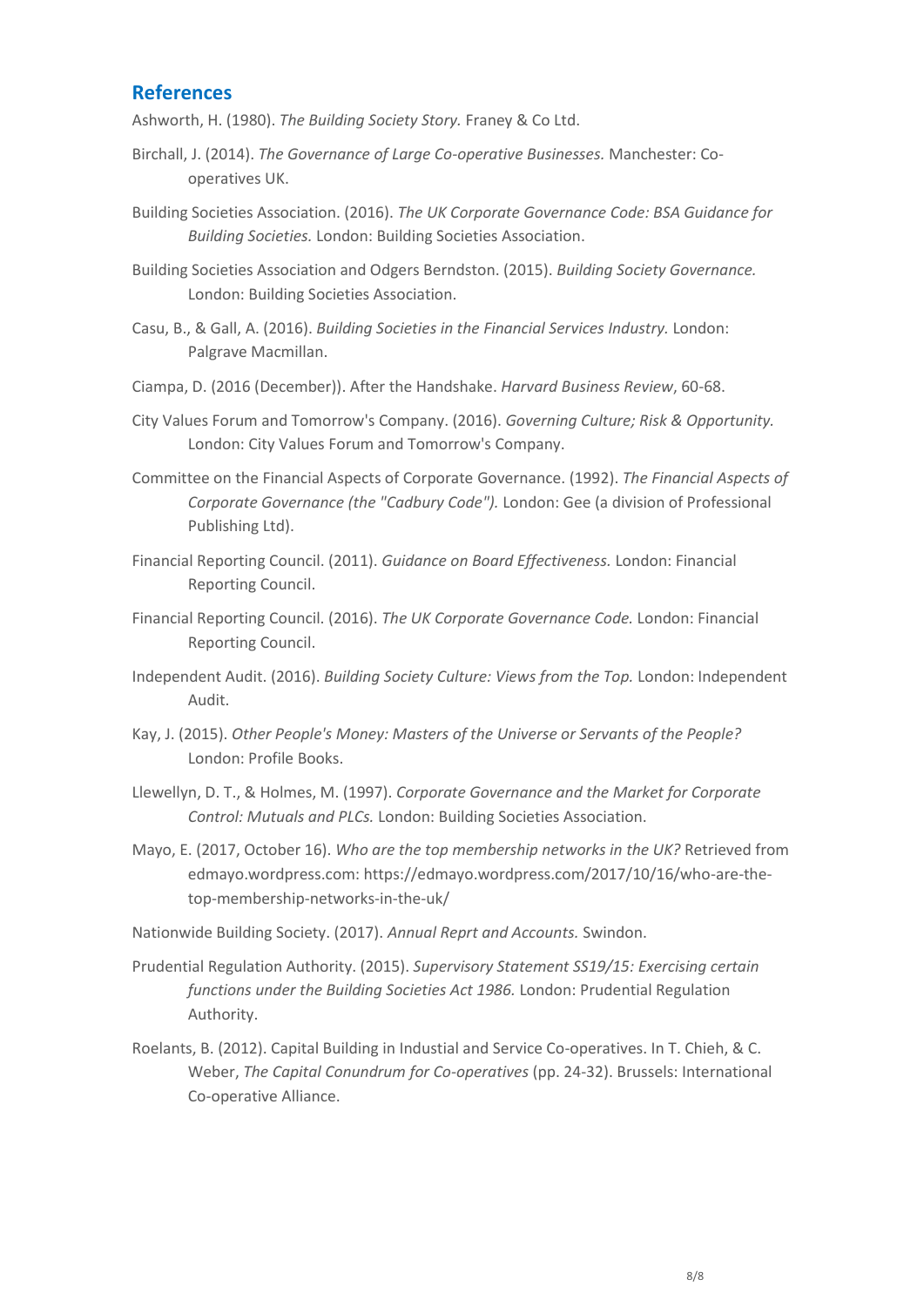## References

Ashworth, H. (1980). *The Building Society Story.* Franey & Co Ltd.

Birchall, J. (2014). *The Governance of Large Co-operative Businesses.* Manchester: Co-operatives UK.

Building Societies Association. (2016). *The UK Corporate Governance Code: BSA Guidance for Building Societies.* London: Building Societies Association.

Building Societies Association and Odgers Berndston. (2015). *Building Society Governance.* London: Building Societies Association.

Casu, B., & Gall, A. (2016). *Building Societies in the Financial Services Industry.* London: Palgrave Macmillan.

Ciampa, D. (2016 (December)). After the Handshake. *Harvard Business Review*, 60-68.

City Values Forum and Tomorrow's Company. (2016). *Governing Culture; Risk & Opportunity.* London: City Values Forum and Tomorrow's Company.

Committee on the Financial Aspects of Corporate Governance. (1992). *The Financial Aspects of Corporate Governance (the "Cadbury Code").* London: Gee (a division of Professional Publishing Ltd).

Financial Reporting Council. (2011). *Guidance on Board Effectiveness.* London: Financial Reporting Council.

Financial Reporting Council. (2016). *The UK Corporate Governance Code.* London: Financial Reporting Council.

Independent Audit. (2016). *Building Society Culture: Views from the Top.* London: Independent Audit.

Kay, J. (2015). *Other People's Money: Masters of the Universe or Servants of the People?* London: Profile Books.

Llewellyn, D. T., & Holmes, M. (1997). *Corporate Governance and the Market for Corporate Control: Mutuals and PLCs.* London: Building Societies Association.

Mayo, E. (2017, October 16). *Who are the top membership networks in the UK?* Retrieved from edmayo.wordpress.com: https://edmayo.wordpress.com/2017/10/16/who-are-the-top-membership-networks-in-the-uk/

Nationwide Building Society. (2017). *Annual Reprt and Accounts.* Swindon.

Prudential Regulation Authority. (2015). *Supervisory Statement SS19/15: Exercising certain functions under the Building Societies Act 1986.* London: Prudential Regulation Authority.

Roelants, B. (2012). Capital Building in Industial and Service Co-operatives. In T. Chieh, & C. Weber, *The Capital Conundrum for Co-operatives* (pp. 24-32). Brussels: International Co-operative Alliance.